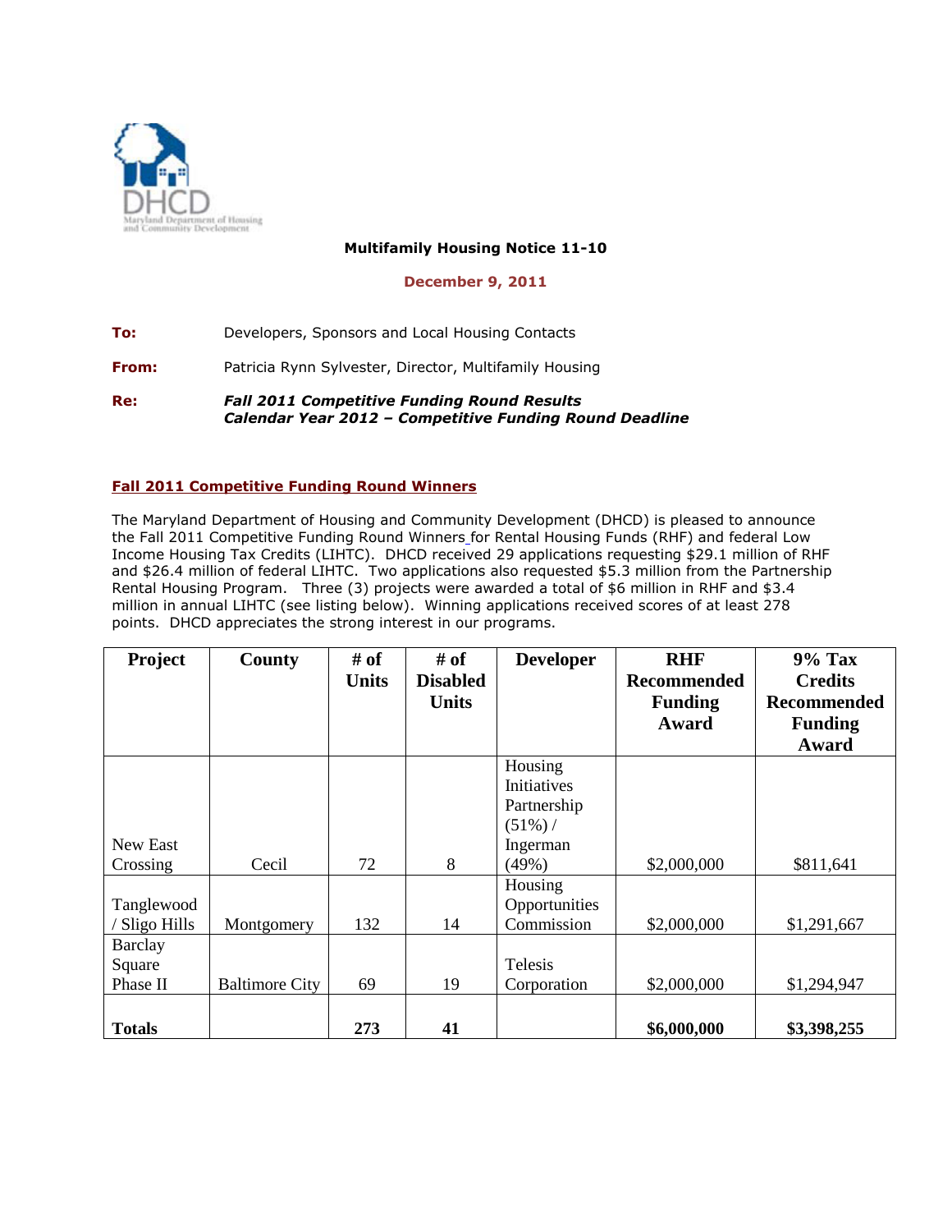**Multifamily Housing Notice 11-10**

**December 9, 2011**

**To:** Developers, Sponsors and Local Housing Contacts

**From:** Patricia Rynn Sylvester, Director, Multifamily Housing

**Re:** ***Fall 2011 Competitive Funding Round Results***
***Calendar Year 2012 – Competitive Funding Round Deadline***

## Fall 2011 Competitive Funding Round Winners

The Maryland Department of Housing and Community Development (DHCD) is pleased to announce the Fall 2011 Competitive Funding Round Winners for Rental Housing Funds (RHF) and federal Low Income Housing Tax Credits (LIHTC). DHCD received 29 applications requesting $29.1 million of RHF and $26.4 million of federal LIHTC. Two applications also requested $5.3 million from the Partnership Rental Housing Program. Three (3) projects were awarded a total of $6 million in RHF and $3.4 million in annual LIHTC (see listing below). Winning applications received scores of at least 278 points. DHCD appreciates the strong interest in our programs.

| Project | County | # of Units | # of Disabled Units | Developer | RHF Recommended Funding Award | 9% Tax Credits Recommended Funding Award |
|---|---|---|---|---|---|---|
| New East Crossing | Cecil | 72 | 8 | Housing Initiatives Partnership (51%) / Ingerman (49%) | $2,000,000 | $811,641 |
| Tanglewood / Sligo Hills | Montgomery | 132 | 14 | Housing Opportunities Commission | $2,000,000 | $1,291,667 |
| Barclay Square Phase II | Baltimore City | 69 | 19 | Telesis Corporation | $2,000,000 | $1,294,947 |
| **Totals** | | **273** | **41** | | **$6,000,000** | **$3,398,255** |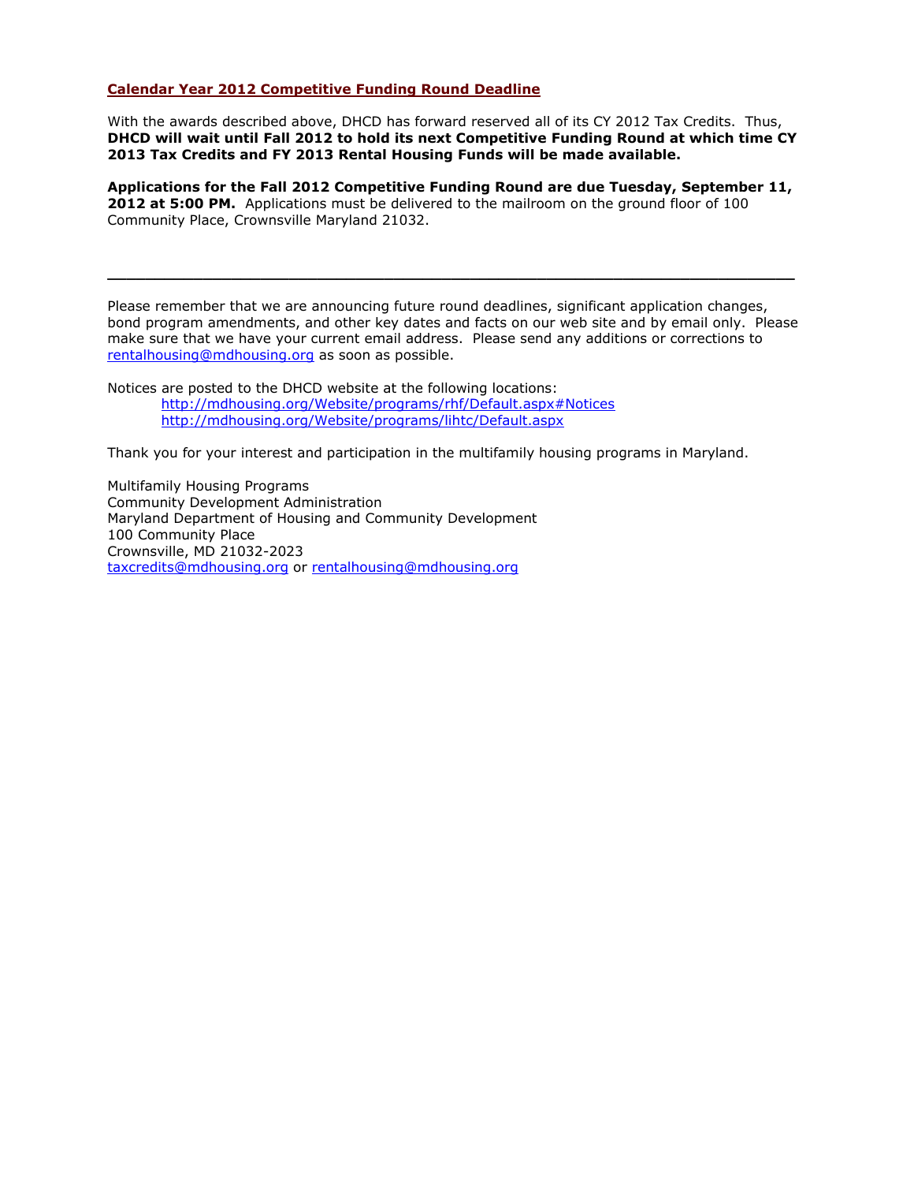## Calendar Year 2012 Competitive Funding Round Deadline

With the awards described above, DHCD has forward reserved all of its CY 2012 Tax Credits. Thus, **DHCD will wait until Fall 2012 to hold its next Competitive Funding Round at which time CY 2013 Tax Credits and FY 2013 Rental Housing Funds will be made available.**

**Applications for the Fall 2012 Competitive Funding Round are due Tuesday, September 11, 2012 at 5:00 PM.** Applications must be delivered to the mailroom on the ground floor of 100 Community Place, Crownsville Maryland 21032.

---

Please remember that we are announcing future round deadlines, significant application changes, bond program amendments, and other key dates and facts on our web site and by email only. Please make sure that we have your current email address. Please send any additions or corrections to rentalhousing@mdhousing.org as soon as possible.

Notices are posted to the DHCD website at the following locations:

http://mdhousing.org/Website/programs/rhf/Default.aspx#Notices
http://mdhousing.org/Website/programs/lihtc/Default.aspx

Thank you for your interest and participation in the multifamily housing programs in Maryland.

Multifamily Housing Programs
Community Development Administration
Maryland Department of Housing and Community Development
100 Community Place
Crownsville, MD 21032-2023
taxcredits@mdhousing.org or rentalhousing@mdhousing.org